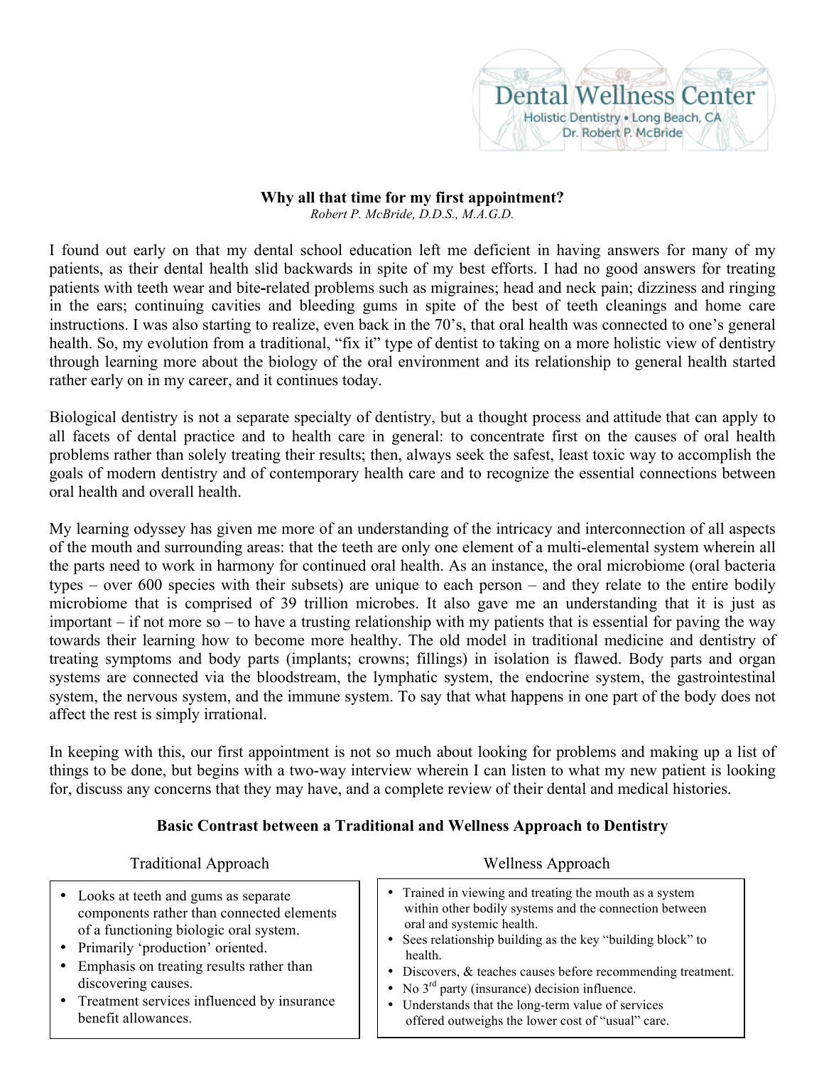Dental Wellness Center
Holistic Dentistry • Long Beach, CA
Dr. Robert P. McBride

# Why all that time for my first appointment?

*Robert P. McBride, D.D.S., M.A.G.D.*

I found out early on that my dental school education left me deficient in having answers for many of my patients, as their dental health slid backwards in spite of my best efforts. I had no good answers for treating patients with teeth wear and bite-related problems such as migraines; head and neck pain; dizziness and ringing in the ears; continuing cavities and bleeding gums in spite of the best of teeth cleanings and home care instructions. I was also starting to realize, even back in the 70's, that oral health was connected to one's general health. So, my evolution from a traditional, "fix it" type of dentist to taking on a more holistic view of dentistry through learning more about the biology of the oral environment and its relationship to general health started rather early on in my career, and it continues today.

Biological dentistry is not a separate specialty of dentistry, but a thought process and attitude that can apply to all facets of dental practice and to health care in general: to concentrate first on the causes of oral health problems rather than solely treating their results; then, always seek the safest, least toxic way to accomplish the goals of modern dentistry and of contemporary health care and to recognize the essential connections between oral health and overall health.

My learning odyssey has given me more of an understanding of the intricacy and interconnection of all aspects of the mouth and surrounding areas: that the teeth are only one element of a multi-elemental system wherein all the parts need to work in harmony for continued oral health. As an instance, the oral microbiome (oral bacteria types – over 600 species with their subsets) are unique to each person – and they relate to the entire bodily microbiome that is comprised of 39 trillion microbes. It also gave me an understanding that it is just as important – if not more so – to have a trusting relationship with my patients that is essential for paving the way towards their learning how to become more healthy. The old model in traditional medicine and dentistry of treating symptoms and body parts (implants; crowns; fillings) in isolation is flawed. Body parts and organ systems are connected via the bloodstream, the lymphatic system, the endocrine system, the gastrointestinal system, the nervous system, and the immune system. To say that what happens in one part of the body does not affect the rest is simply irrational.

In keeping with this, our first appointment is not so much about looking for problems and making up a list of things to be done, but begins with a two-way interview wherein I can listen to what my new patient is looking for, discuss any concerns that they may have, and a complete review of their dental and medical histories.

## Basic Contrast between a Traditional and Wellness Approach to Dentistry

| Traditional Approach | Wellness Approach |
|---|---|
| • Looks at teeth and gums as separate components rather than connected elements of a functioning biologic oral system.<br>• Primarily 'production' oriented.<br>• Emphasis on treating results rather than discovering causes.<br>• Treatment services influenced by insurance benefit allowances. | • Trained in viewing and treating the mouth as a system within other bodily systems and the connection between oral and systemic health.<br>• Sees relationship building as the key "building block" to health.<br>• Discovers, & teaches causes before recommending treatment.<br>• No 3rd party (insurance) decision influence.<br>• Understands that the long-term value of services offered outweighs the lower cost of "usual" care. |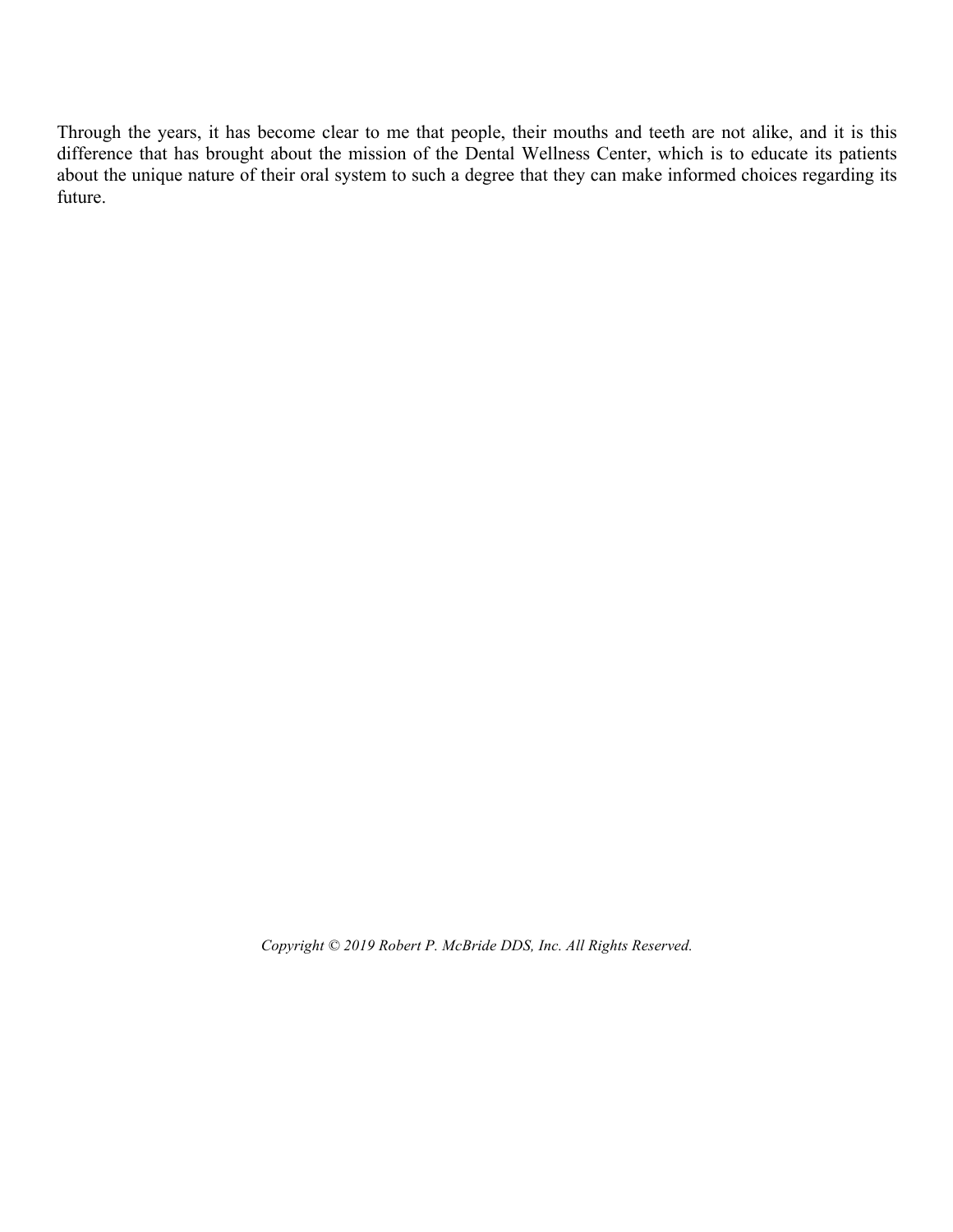Through the years, it has become clear to me that people, their mouths and teeth are not alike, and it is this difference that has brought about the mission of the Dental Wellness Center, which is to educate its patients about the unique nature of their oral system to such a degree that they can make informed choices regarding its future.

*Copyright © 2019 Robert P. McBride DDS, Inc. All Rights Reserved.*